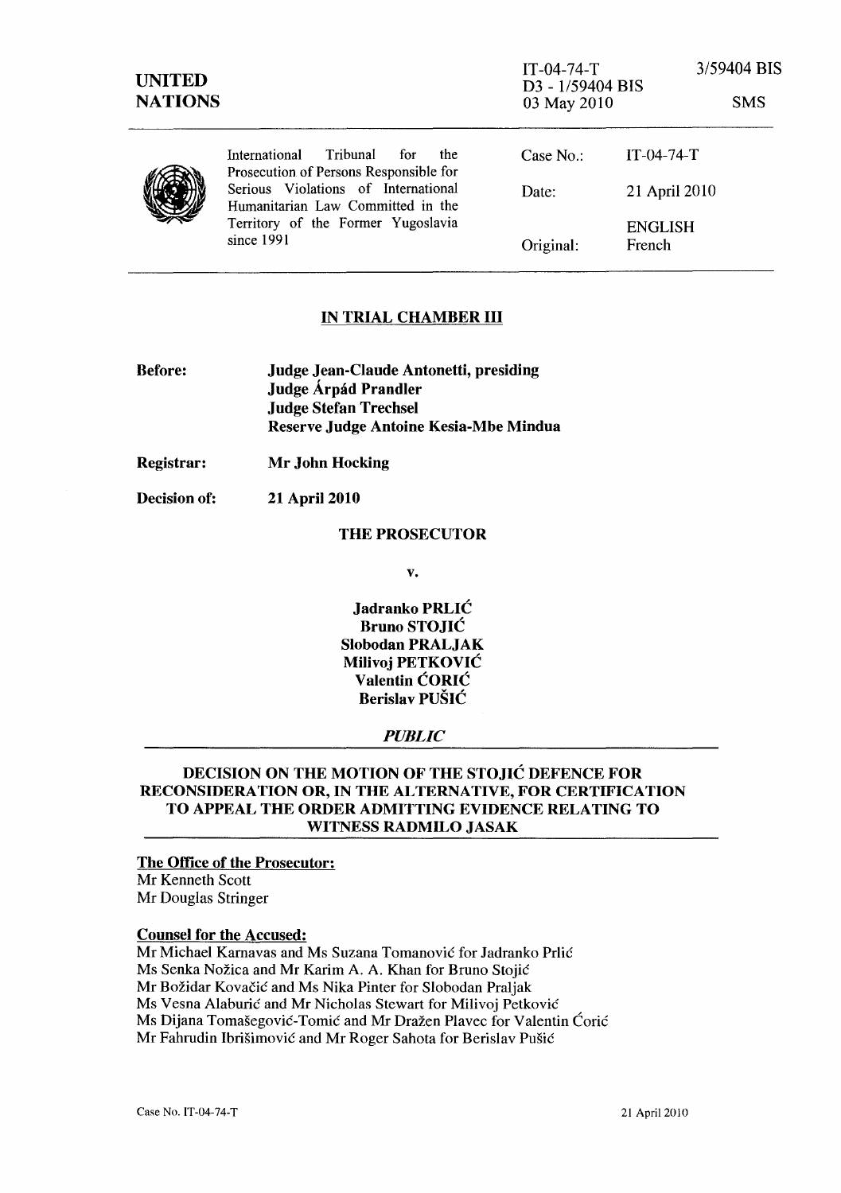IT-04-74-T 3/59404 BIS
D3 - 1/59404 BIS
03 May 2010 SMS

**UNITED NATIONS**

International Tribunal for the Prosecution of Persons Responsible for Serious Violations of International Humanitarian Law Committed in the Territory of the Former Yugoslavia since 1991

Case No.: IT-04-74-T

Date: 21 April 2010

ENGLISH

Original: French

## IN TRIAL CHAMBER III

**Before:** **Judge Jean-Claude Antonetti, presiding**
**Judge Árpád Prandler**
**Judge Stefan Trechsel**
**Reserve Judge Antoine Kesia-Mbe Mindua**

**Registrar:** **Mr John Hocking**

**Decision of:** **21 April 2010**

**THE PROSECUTOR**

**v.**

**Jadranko PRLIĆ**
**Bruno STOJIĆ**
**Slobodan PRALJAK**
**Milivoj PETKOVIĆ**
**Valentin ĆORIĆ**
**Berislav PUŠIĆ**

***PUBLIC***

## DECISION ON THE MOTION OF THE STOJIĆ DEFENCE FOR RECONSIDERATION OR, IN THE ALTERNATIVE, FOR CERTIFICATION TO APPEAL THE ORDER ADMITTING EVIDENCE RELATING TO WITNESS RADMILO JASAK

**The Office of the Prosecutor:**
Mr Kenneth Scott
Mr Douglas Stringer

**Counsel for the Accused:**
Mr Michael Karnavas and Ms Suzana Tomanović for Jadranko Prlić
Ms Senka Nožica and Mr Karim A. A. Khan for Bruno Stojić
Mr Božidar Kovačić and Ms Nika Pinter for Slobodan Praljak
Ms Vesna Alaburić and Mr Nicholas Stewart for Milivoj Petković
Ms Dijana Tomašegović-Tomić and Mr Dražen Plavec for Valentin Ćorić
Mr Fahrudin Ibrišimović and Mr Roger Sahota for Berislav Pušić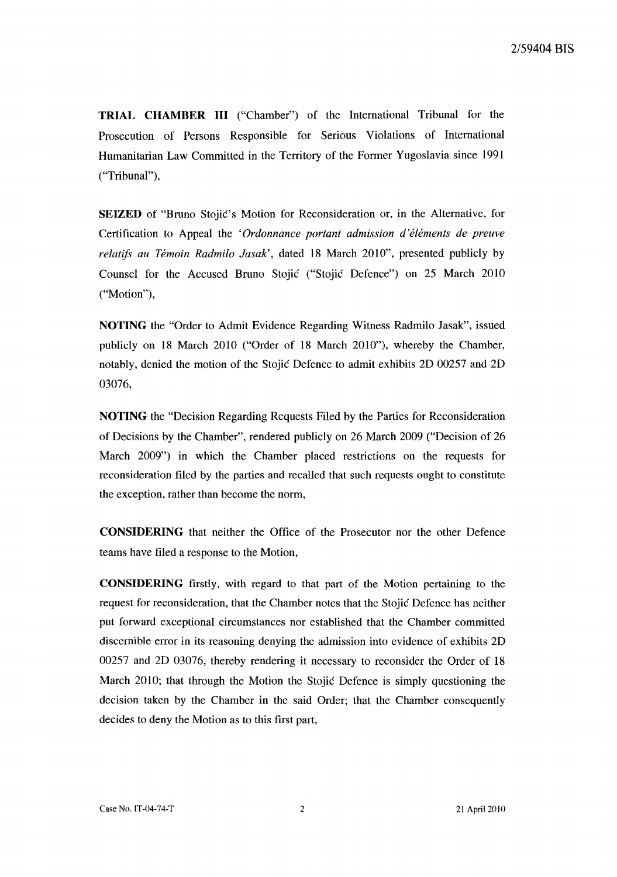**TRIAL CHAMBER III** ("Chamber") of the International Tribunal for the Prosecution of Persons Responsible for Serious Violations of International Humanitarian Law Committed in the Territory of the Former Yugoslavia since 1991 ("Tribunal"),

**SEIZED** of "Bruno Stojić's Motion for Reconsideration or, in the Alternative, for Certification to Appeal the '*Ordonnance portant admission d'éléments de preuve relatifs au Témoin Radmilo Jasak*', dated 18 March 2010", presented publicly by Counsel for the Accused Bruno Stojić ("Stojić Defence") on 25 March 2010 ("Motion"),

**NOTING** the "Order to Admit Evidence Regarding Witness Radmilo Jasak", issued publicly on 18 March 2010 ("Order of 18 March 2010"), whereby the Chamber, notably, denied the motion of the Stojić Defence to admit exhibits 2D 00257 and 2D 03076,

**NOTING** the "Decision Regarding Requests Filed by the Parties for Reconsideration of Decisions by the Chamber", rendered publicly on 26 March 2009 ("Decision of 26 March 2009") in which the Chamber placed restrictions on the requests for reconsideration filed by the parties and recalled that such requests ought to constitute the exception, rather than become the norm,

**CONSIDERING** that neither the Office of the Prosecutor nor the other Defence teams have filed a response to the Motion,

**CONSIDERING** firstly, with regard to that part of the Motion pertaining to the request for reconsideration, that the Chamber notes that the Stojić Defence has neither put forward exceptional circumstances nor established that the Chamber committed discernible error in its reasoning denying the admission into evidence of exhibits 2D 00257 and 2D 03076, thereby rendering it necessary to reconsider the Order of 18 March 2010; that through the Motion the Stojić Defence is simply questioning the decision taken by the Chamber in the said Order; that the Chamber consequently decides to deny the Motion as to this first part,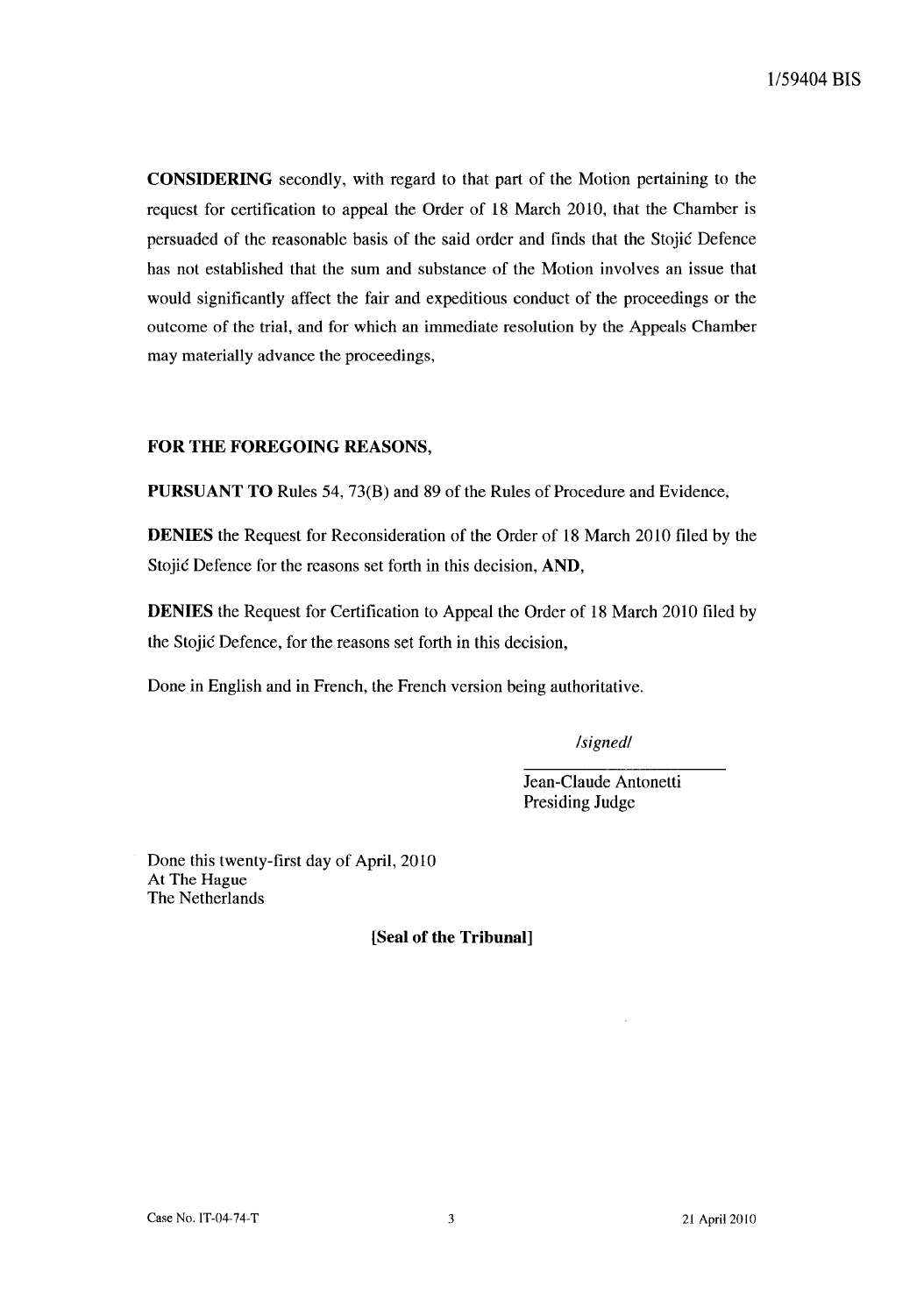**CONSIDERING** secondly, with regard to that part of the Motion pertaining to the request for certification to appeal the Order of 18 March 2010, that the Chamber is persuaded of the reasonable basis of the said order and finds that the Stojić Defence has not established that the sum and substance of the Motion involves an issue that would significantly affect the fair and expeditious conduct of the proceedings or the outcome of the trial, and for which an immediate resolution by the Appeals Chamber may materially advance the proceedings,

**FOR THE FOREGOING REASONS,**

**PURSUANT TO** Rules 54, 73(B) and 89 of the Rules of Procedure and Evidence,

**DENIES** the Request for Reconsideration of the Order of 18 March 2010 filed by the Stojić Defence for the reasons set forth in this decision, **AND,**

**DENIES** the Request for Certification to Appeal the Order of 18 March 2010 filed by the Stojić Defence, for the reasons set forth in this decision,

Done in English and in French, the French version being authoritative.

*/signed/*

Jean-Claude Antonetti
Presiding Judge

Done this twenty-first day of April, 2010
At The Hague
The Netherlands

**[Seal of the Tribunal]**